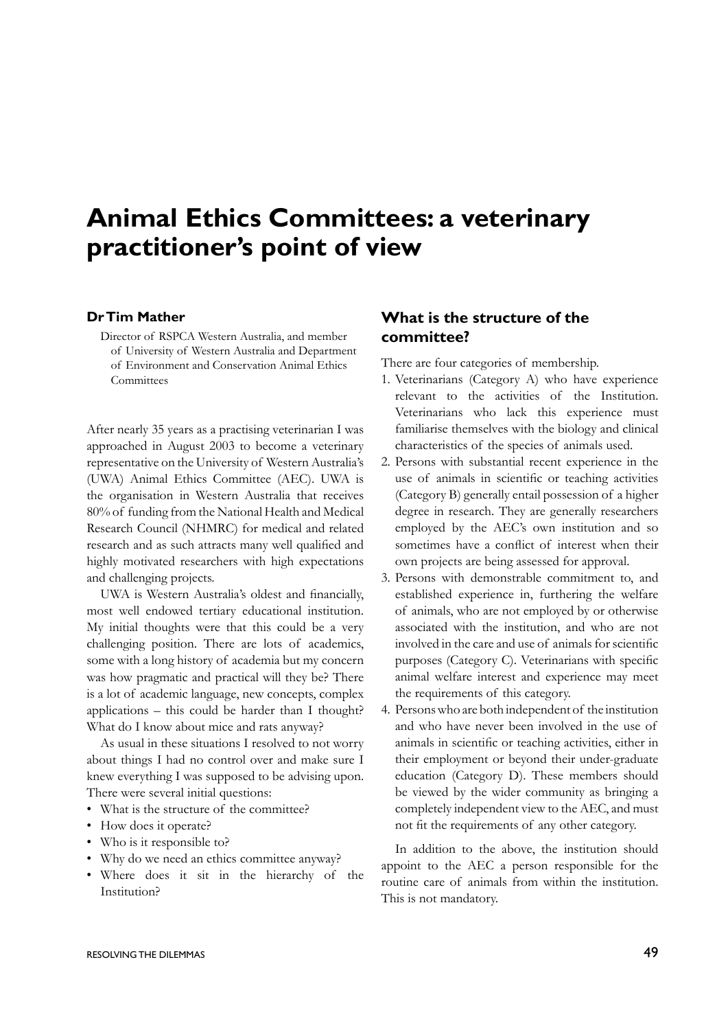# Animal Ethics Committees: a veterinary practitioner's point of view

**Dr Tim Mather**

Director of RSPCA Western Australia, and member of University of Western Australia and Department of Environment and Conservation Animal Ethics Committees

After nearly 35 years as a practising veterinarian I was approached in August 2003 to become a veterinary representative on the University of Western Australia's (UWA) Animal Ethics Committee (AEC). UWA is the organisation in Western Australia that receives 80% of funding from the National Health and Medical Research Council (NHMRC) for medical and related research and as such attracts many well qualified and highly motivated researchers with high expectations and challenging projects.

UWA is Western Australia's oldest and financially, most well endowed tertiary educational institution. My initial thoughts were that this could be a very challenging position. There are lots of academics, some with a long history of academia but my concern was how pragmatic and practical will they be? There is a lot of academic language, new concepts, complex applications – this could be harder than I thought? What do I know about mice and rats anyway?

As usual in these situations I resolved to not worry about things I had no control over and make sure I knew everything I was supposed to be advising upon. There were several initial questions:

- What is the structure of the committee?
- How does it operate?
- Who is it responsible to?
- Why do we need an ethics committee anyway?
- Where does it sit in the hierarchy of the Institution?

## What is the structure of the committee?

There are four categories of membership.

1. Veterinarians (Category A) who have experience relevant to the activities of the Institution. Veterinarians who lack this experience must familiarise themselves with the biology and clinical characteristics of the species of animals used.
2. Persons with substantial recent experience in the use of animals in scientific or teaching activities (Category B) generally entail possession of a higher degree in research. They are generally researchers employed by the AEC's own institution and so sometimes have a conflict of interest when their own projects are being assessed for approval.
3. Persons with demonstrable commitment to, and established experience in, furthering the welfare of animals, who are not employed by or otherwise associated with the institution, and who are not involved in the care and use of animals for scientific purposes (Category C). Veterinarians with specific animal welfare interest and experience may meet the requirements of this category.
4. Persons who are both independent of the institution and who have never been involved in the use of animals in scientific or teaching activities, either in their employment or beyond their under-graduate education (Category D). These members should be viewed by the wider community as bringing a completely independent view to the AEC, and must not fit the requirements of any other category.

In addition to the above, the institution should appoint to the AEC a person responsible for the routine care of animals from within the institution. This is not mandatory.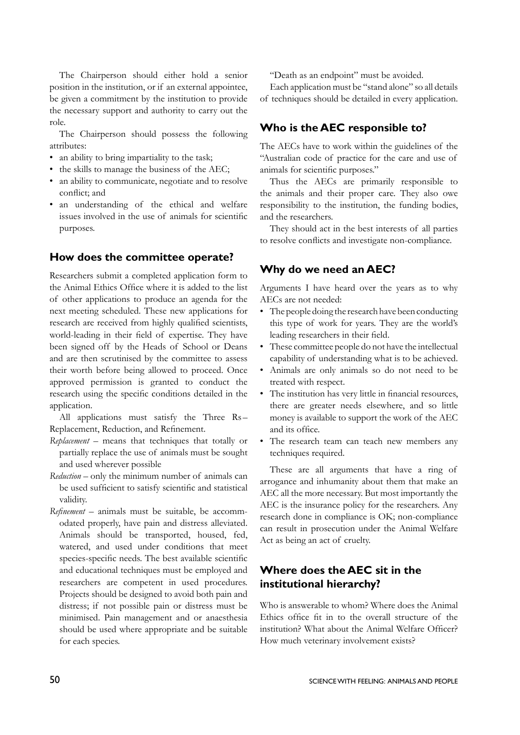The Chairperson should either hold a senior position in the institution, or if an external appointee, be given a commitment by the institution to provide the necessary support and authority to carry out the role.

The Chairperson should possess the following attributes:

- an ability to bring impartiality to the task;
- the skills to manage the business of the AEC;
- an ability to communicate, negotiate and to resolve conflict; and
- an understanding of the ethical and welfare issues involved in the use of animals for scientific purposes.

## How does the committee operate?

Researchers submit a completed application form to the Animal Ethics Office where it is added to the list of other applications to produce an agenda for the next meeting scheduled. These new applications for research are received from highly qualified scientists, world-leading in their field of expertise. They have been signed off by the Heads of School or Deans and are then scrutinised by the committee to assess their worth before being allowed to proceed. Once approved permission is granted to conduct the research using the specific conditions detailed in the application.

All applications must satisfy the Three Rs – Replacement, Reduction, and Refinement.

*Replacement* – means that techniques that totally or partially replace the use of animals must be sought and used wherever possible

*Reduction* – only the minimum number of animals can be used sufficient to satisfy scientific and statistical validity.

*Refinement* – animals must be suitable, be accommodated properly, have pain and distress alleviated. Animals should be transported, housed, fed, watered, and used under conditions that meet species-specific needs. The best available scientific and educational techniques must be employed and researchers are competent in used procedures. Projects should be designed to avoid both pain and distress; if not possible pain or distress must be minimised. Pain management and or anaesthesia should be used where appropriate and be suitable for each species.

"Death as an endpoint" must be avoided.

Each application must be "stand alone" so all details of techniques should be detailed in every application.

## Who is the AEC responsible to?

The AECs have to work within the guidelines of the "Australian code of practice for the care and use of animals for scientific purposes."

Thus the AECs are primarily responsible to the animals and their proper care. They also owe responsibility to the institution, the funding bodies, and the researchers.

They should act in the best interests of all parties to resolve conflicts and investigate non-compliance.

## Why do we need an AEC?

Arguments I have heard over the years as to why AECs are not needed:

- The people doing the research have been conducting this type of work for years. They are the world's leading researchers in their field.
- These committee people do not have the intellectual capability of understanding what is to be achieved.
- Animals are only animals so do not need to be treated with respect.
- The institution has very little in financial resources, there are greater needs elsewhere, and so little money is available to support the work of the AEC and its office.
- The research team can teach new members any techniques required.

These are all arguments that have a ring of arrogance and inhumanity about them that make an AEC all the more necessary. But most importantly the AEC is the insurance policy for the researchers. Any research done in compliance is OK; non-compliance can result in prosecution under the Animal Welfare Act as being an act of cruelty.

## Where does the AEC sit in the institutional hierarchy?

Who is answerable to whom? Where does the Animal Ethics office fit in to the overall structure of the institution? What about the Animal Welfare Officer? How much veterinary involvement exists?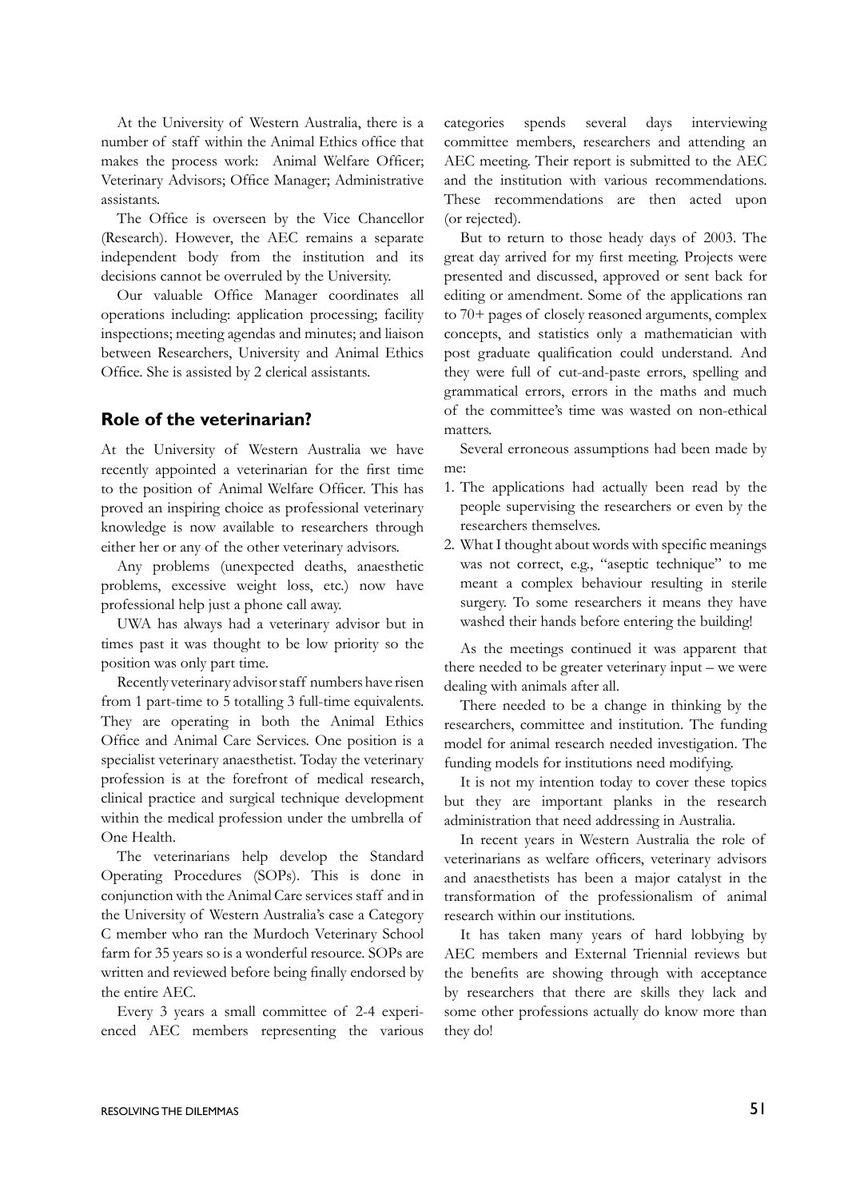At the University of Western Australia, there is a number of staff within the Animal Ethics office that makes the process work: Animal Welfare Officer; Veterinary Advisors; Office Manager; Administrative assistants.

The Office is overseen by the Vice Chancellor (Research). However, the AEC remains a separate independent body from the institution and its decisions cannot be overruled by the University.

Our valuable Office Manager coordinates all operations including: application processing; facility inspections; meeting agendas and minutes; and liaison between Researchers, University and Animal Ethics Office. She is assisted by 2 clerical assistants.

## Role of the veterinarian?

At the University of Western Australia we have recently appointed a veterinarian for the first time to the position of Animal Welfare Officer. This has proved an inspiring choice as professional veterinary knowledge is now available to researchers through either her or any of the other veterinary advisors.

Any problems (unexpected deaths, anaesthetic problems, excessive weight loss, etc.) now have professional help just a phone call away.

UWA has always had a veterinary advisor but in times past it was thought to be low priority so the position was only part time.

Recently veterinary advisor staff numbers have risen from 1 part-time to 5 totalling 3 full-time equivalents. They are operating in both the Animal Ethics Office and Animal Care Services. One position is a specialist veterinary anaesthetist. Today the veterinary profession is at the forefront of medical research, clinical practice and surgical technique development within the medical profession under the umbrella of One Health.

The veterinarians help develop the Standard Operating Procedures (SOPs). This is done in conjunction with the Animal Care services staff and in the University of Western Australia's case a Category C member who ran the Murdoch Veterinary School farm for 35 years so is a wonderful resource. SOPs are written and reviewed before being finally endorsed by the entire AEC.

Every 3 years a small committee of 2-4 experienced AEC members representing the various categories spends several days interviewing committee members, researchers and attending an AEC meeting. Their report is submitted to the AEC and the institution with various recommendations. These recommendations are then acted upon (or rejected).

But to return to those heady days of 2003. The great day arrived for my first meeting. Projects were presented and discussed, approved or sent back for editing or amendment. Some of the applications ran to 70+ pages of closely reasoned arguments, complex concepts, and statistics only a mathematician with post graduate qualification could understand. And they were full of cut-and-paste errors, spelling and grammatical errors, errors in the maths and much of the committee's time was wasted on non-ethical matters.

Several erroneous assumptions had been made by me:

1. The applications had actually been read by the people supervising the researchers or even by the researchers themselves.
2. What I thought about words with specific meanings was not correct, e.g., "aseptic technique" to me meant a complex behaviour resulting in sterile surgery. To some researchers it means they have washed their hands before entering the building!

As the meetings continued it was apparent that there needed to be greater veterinary input – we were dealing with animals after all.

There needed to be a change in thinking by the researchers, committee and institution. The funding model for animal research needed investigation. The funding models for institutions need modifying.

It is not my intention today to cover these topics but they are important planks in the research administration that need addressing in Australia.

In recent years in Western Australia the role of veterinarians as welfare officers, veterinary advisors and anaesthetists has been a major catalyst in the transformation of the professionalism of animal research within our institutions.

It has taken many years of hard lobbying by AEC members and External Triennial reviews but the benefits are showing through with acceptance by researchers that there are skills they lack and some other professions actually do know more than they do!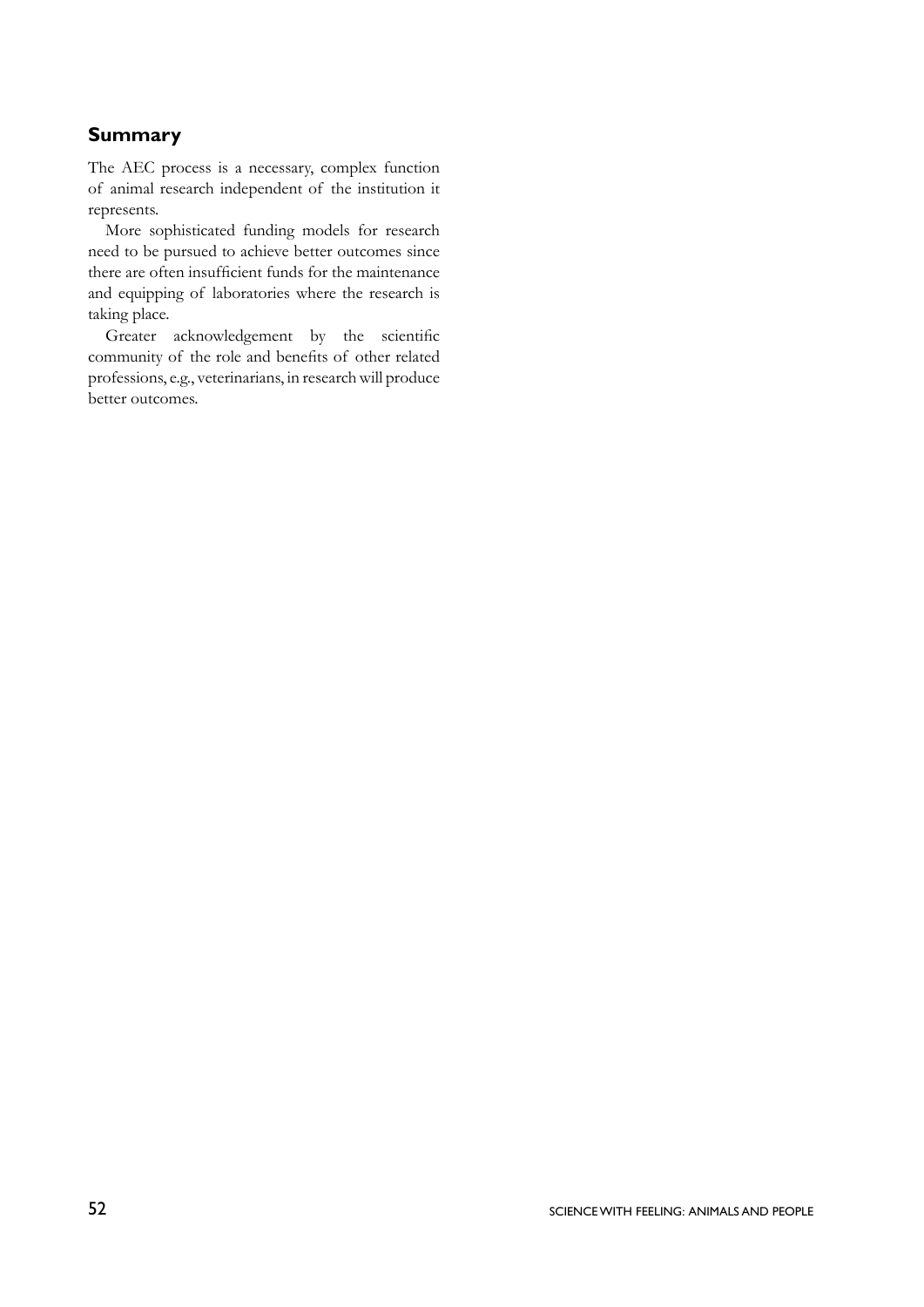## Summary

The AEC process is a necessary, complex function of animal research independent of the institution it represents.

More sophisticated funding models for research need to be pursued to achieve better outcomes since there are often insufficient funds for the maintenance and equipping of laboratories where the research is taking place.

Greater acknowledgement by the scientific community of the role and benefits of other related professions, e.g., veterinarians, in research will produce better outcomes.